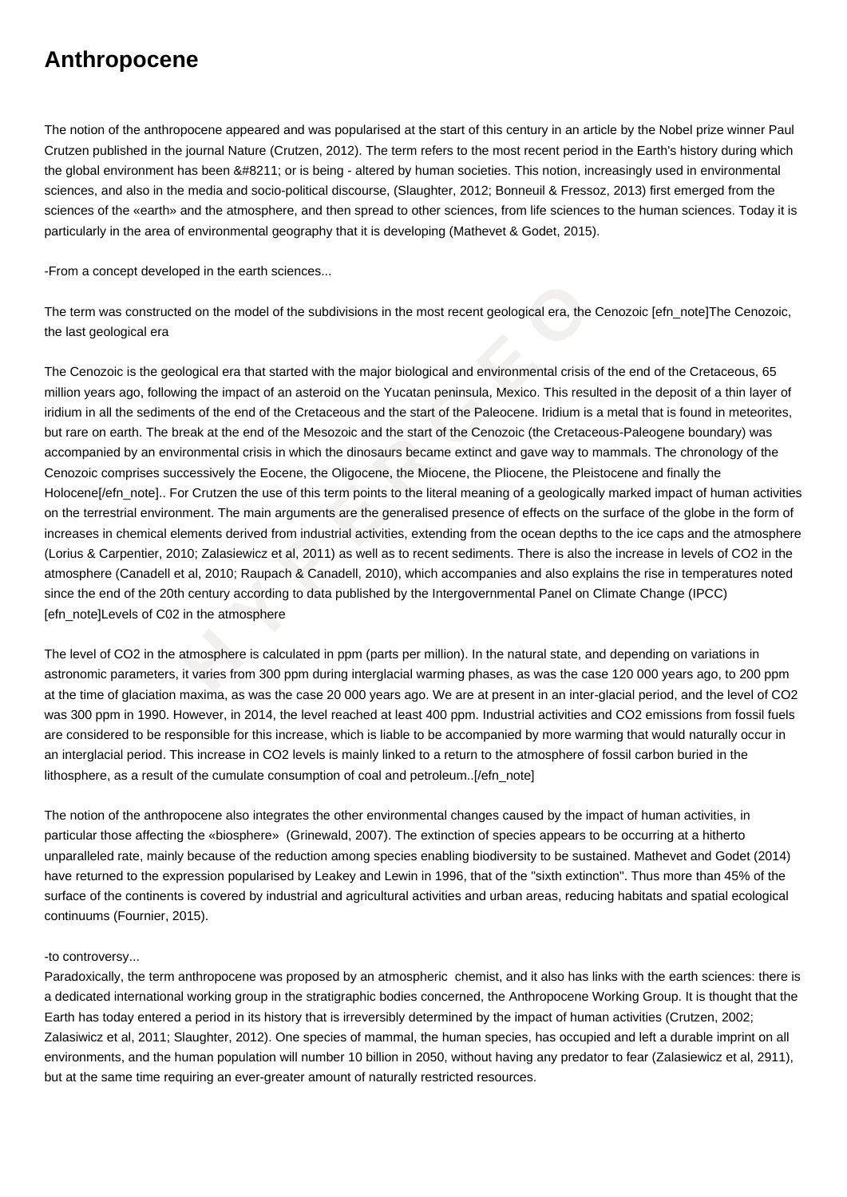# Anthropocene

The notion of the anthropocene appeared and was popularised at the start of this century in an article by the Nobel prize winner Paul Crutzen published in the journal Nature (Crutzen, 2012). The term refers to the most recent period in the Earth's history during which the global environment has been &#8211; or is being - altered by human societies. This notion, increasingly used in environmental sciences, and also in the media and socio-political discourse, (Slaughter, 2012; Bonneuil & Fressoz, 2013) first emerged from the sciences of the «earth» and the atmosphere, and then spread to other sciences, from life sciences to the human sciences. Today it is particularly in the area of environmental geography that it is developing (Mathevet & Godet, 2015).

-From a concept developed in the earth sciences...

The term was constructed on the model of the subdivisions in the most recent geological era, the Cenozoic [efn_note]The Cenozoic, the last geological era

The Cenozoic is the geological era that started with the major biological and environmental crisis of the end of the Cretaceous, 65 million years ago, following the impact of an asteroid on the Yucatan peninsula, Mexico. This resulted in the deposit of a thin layer of iridium in all the sediments of the end of the Cretaceous and the start of the Paleocene. Iridium is a metal that is found in meteorites, but rare on earth. The break at the end of the Mesozoic and the start of the Cenozoic (the Cretaceous-Paleogene boundary) was accompanied by an environmental crisis in which the dinosaurs became extinct and gave way to mammals. The chronology of the Cenozoic comprises successively the Eocene, the Oligocene, the Miocene, the Pliocene, the Pleistocene and finally the Holocene[/efn_note].. For Crutzen the use of this term points to the literal meaning of a geologically marked impact of human activities on the terrestrial environment. The main arguments are the generalised presence of effects on the surface of the globe in the form of increases in chemical elements derived from industrial activities, extending from the ocean depths to the ice caps and the atmosphere (Lorius & Carpentier, 2010; Zalasiewicz et al, 2011) as well as to recent sediments. There is also the increase in levels of $CO_2$ in the atmosphere (Canadell et al, 2010; Raupach & Canadell, 2010), which accompanies and also explains the rise in temperatures noted since the end of the 20th century according to data published by the Intergovernmental Panel on Climate Change (IPCC) [efn_note]Levels of C02 in the atmosphere

The level of $CO_2$ in the atmosphere is calculated in ppm (parts per million). In the natural state, and depending on variations in astronomic parameters, it varies from 300 ppm during interglacial warming phases, as was the case 120 000 years ago, to 200 ppm at the time of glaciation maxima, as was the case 20 000 years ago. We are at present in an inter-glacial period, and the level of $CO_2$ was 300 ppm in 1990. However, in 2014, the level reached at least 400 ppm. Industrial activities and $CO_2$ emissions from fossil fuels are considered to be responsible for this increase, which is liable to be accompanied by more warming that would naturally occur in an interglacial period. This increase in $CO_2$ levels is mainly linked to a return to the atmosphere of fossil carbon buried in the lithosphere, as a result of the cumulate consumption of coal and petroleum..[/efn_note]

The notion of the anthropocene also integrates the other environmental changes caused by the impact of human activities, in particular those affecting the «biosphere» (Grinewald, 2007). The extinction of species appears to be occurring at a hitherto unparalleled rate, mainly because of the reduction among species enabling biodiversity to be sustained. Mathevet and Godet (2014) have returned to the expression popularised by Leakey and Lewin in 1996, that of the "sixth extinction". Thus more than 45% of the surface of the continents is covered by industrial and agricultural activities and urban areas, reducing habitats and spatial ecological continuums (Fournier, 2015).

-to controversy...

Paradoxically, the term anthropocene was proposed by an atmospheric chemist, and it also has links with the earth sciences: there is a dedicated international working group in the stratigraphic bodies concerned, the Anthropocene Working Group. It is thought that the Earth has today entered a period in its history that is irreversibly determined by the impact of human activities (Crutzen, 2002; Zalasiwicz et al, 2011; Slaughter, 2012). One species of mammal, the human species, has occupied and left a durable imprint on all environments, and the human population will number 10 billion in 2050, without having any predator to fear (Zalasiewicz et al, 2911), but at the same time requiring an ever-greater amount of naturally restricted resources.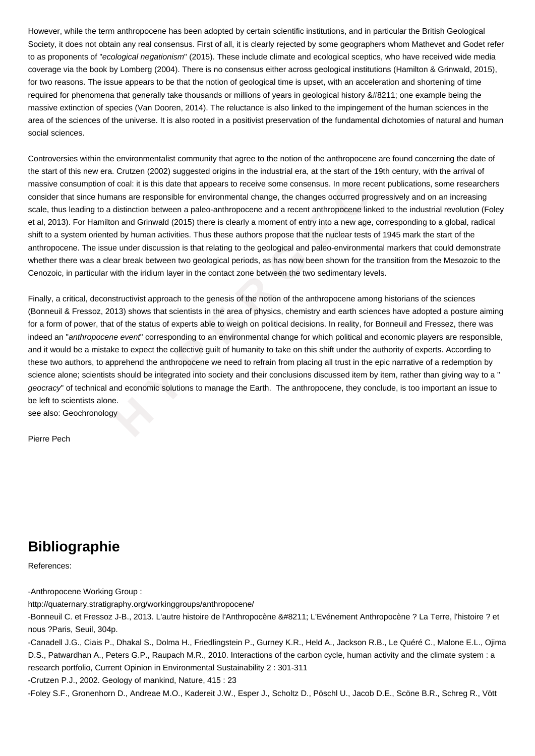However, while the term anthropocene has been adopted by certain scientific institutions, and in particular the British Geological Society, it does not obtain any real consensus. First of all, it is clearly rejected by some geographers whom Mathevet and Godet refer to as proponents of "*ecological negationism*" (2015). These include climate and ecological sceptics, who have received wide media coverage via the book by Lomberg (2004). There is no consensus either across geological institutions (Hamilton & Grinwald, 2015), for two reasons. The issue appears to be that the notion of geological time is upset, with an acceleration and shortening of time required for phenomena that generally take thousands or millions of years in geological history &#8211; one example being the massive extinction of species (Van Dooren, 2014). The reluctance is also linked to the impingement of the human sciences in the area of the sciences of the universe. It is also rooted in a positivist preservation of the fundamental dichotomies of natural and human social sciences.

Controversies within the environmentalist community that agree to the notion of the anthropocene are found concerning the date of the start of this new era. Crutzen (2002) suggested origins in the industrial era, at the start of the 19th century, with the arrival of massive consumption of coal: it is this date that appears to receive some consensus. In more recent publications, some researchers consider that since humans are responsible for environmental change, the changes occurred progressively and on an increasing scale, thus leading to a distinction between a paleo-anthropocene and a recent anthropocene linked to the industrial revolution (Foley et al, 2013). For Hamilton and Grinwald (2015) there is clearly a moment of entry into a new age, corresponding to a global, radical shift to a system oriented by human activities. Thus these authors propose that the nuclear tests of 1945 mark the start of the anthropocene. The issue under discussion is that relating to the geological and paleo-environmental markers that could demonstrate whether there was a clear break between two geological periods, as has now been shown for the transition from the Mesozoic to the Cenozoic, in particular with the iridium layer in the contact zone between the two sedimentary levels.

Finally, a critical, deconstructivist approach to the genesis of the notion of the anthropocene among historians of the sciences (Bonneuil & Fressoz, 2013) shows that scientists in the area of physics, chemistry and earth sciences have adopted a posture aiming for a form of power, that of the status of experts able to weigh on political decisions. In reality, for Bonneuil and Fressez, there was indeed an "*anthropocene event*" corresponding to an environmental change for which political and economic players are responsible, and it would be a mistake to expect the collective guilt of humanity to take on this shift under the authority of experts. According to these two authors, to apprehend the anthropocene we need to refrain from placing all trust in the epic narrative of a redemption by science alone; scientists should be integrated into society and their conclusions discussed item by item, rather than giving way to a "*geocracy*" of technical and economic solutions to manage the Earth. The anthropocene, they conclude, is too important an issue to be left to scientists alone.
see also: Geochronology

Pierre Pech

## Bibliographie

References:

-Anthropocene Working Group :
http://quaternary.stratigraphy.org/workinggroups/anthropocene/
-Bonneuil C. et Fressoz J-B., 2013. L'autre histoire de l'Anthropocène &#8211; L'Evénement Anthropocène ? La Terre, l'histoire ? et nous ?Paris, Seuil, 304p.
-Canadell J.G., Ciais P., Dhakal S., Dolma H., Friedlingstein P., Gurney K.R., Held A., Jackson R.B., Le Quéré C., Malone E.L., Ojima D.S., Patwardhan A., Peters G.P., Raupach M.R., 2010. Interactions of the carbon cycle, human activity and the climate system : a research portfolio, Current Opinion in Environmental Sustainability 2 : 301-311
-Crutzen P.J., 2002. Geology of mankind, Nature, 415 : 23
-Foley S.F., Gronenhorn D., Andreae M.O., Kadereit J.W., Esper J., Scholtz D., Pöschl U., Jacob D.E., Scöne B.R., Schreg R., Vött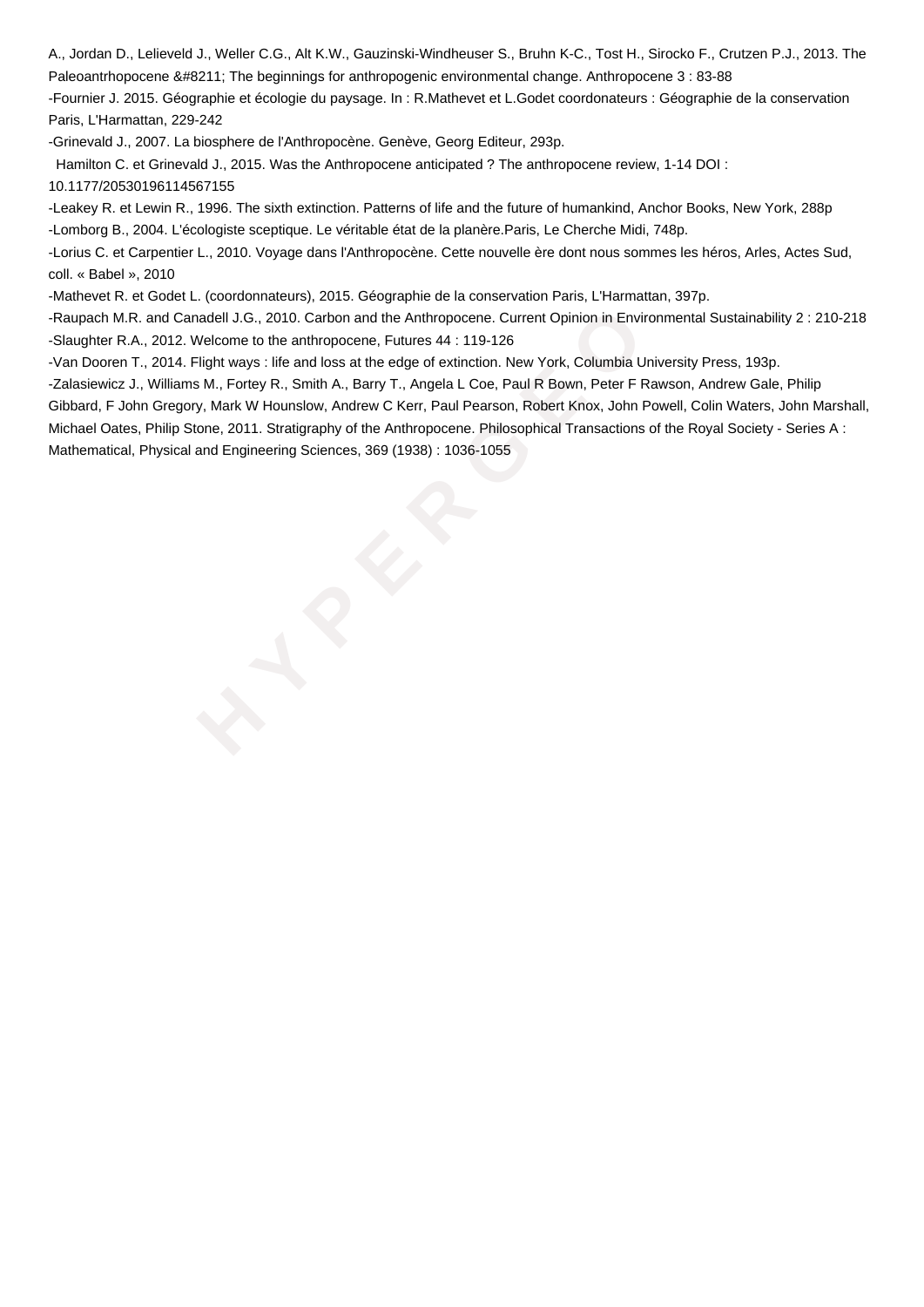A., Jordan D., Lelieveld J., Weller C.G., Alt K.W., Gauzinski-Windheuser S., Bruhn K-C., Tost H., Sirocko F., Crutzen P.J., 2013. The Paleoantrhopocene &#8211; The beginnings for anthropogenic environmental change. Anthropocene 3 : 83-88

-Fournier J. 2015. Géographie et écologie du paysage. In : R.Mathevet et L.Godet coordonateurs : Géographie de la conservation Paris, L'Harmattan, 229-242

-Grinevald J., 2007. La biosphere de l'Anthropocène. Genève, Georg Editeur, 293p.

Hamilton C. et Grinevald J., 2015. Was the Anthropocene anticipated ? The anthropocene review, 1-14 DOI : 10.1177/20530196114567155

-Leakey R. et Lewin R., 1996. The sixth extinction. Patterns of life and the future of humankind, Anchor Books, New York, 288p

-Lomborg B., 2004. L'écologiste sceptique. Le véritable état de la planère.Paris, Le Cherche Midi, 748p.

-Lorius C. et Carpentier L., 2010. Voyage dans l'Anthropocène. Cette nouvelle ère dont nous sommes les héros, Arles, Actes Sud, coll. « Babel », 2010

-Mathevet R. et Godet L. (coordonnateurs), 2015. Géographie de la conservation Paris, L'Harmattan, 397p.

-Raupach M.R. and Canadell J.G., 2010. Carbon and the Anthropocene. Current Opinion in Environmental Sustainability 2 : 210-218

-Slaughter R.A., 2012. Welcome to the anthropocene, Futures 44 : 119-126

-Van Dooren T., 2014. Flight ways : life and loss at the edge of extinction. New York, Columbia University Press, 193p.

-Zalasiewicz J., Williams M., Fortey R., Smith A., Barry T., Angela L Coe, Paul R Bown, Peter F Rawson, Andrew Gale, Philip Gibbard, F John Gregory, Mark W Hounslow, Andrew C Kerr, Paul Pearson, Robert Knox, John Powell, Colin Waters, John Marshall, Michael Oates, Philip Stone, 2011. Stratigraphy of the Anthropocene. Philosophical Transactions of the Royal Society - Series A : Mathematical, Physical and Engineering Sciences, 369 (1938) : 1036-1055